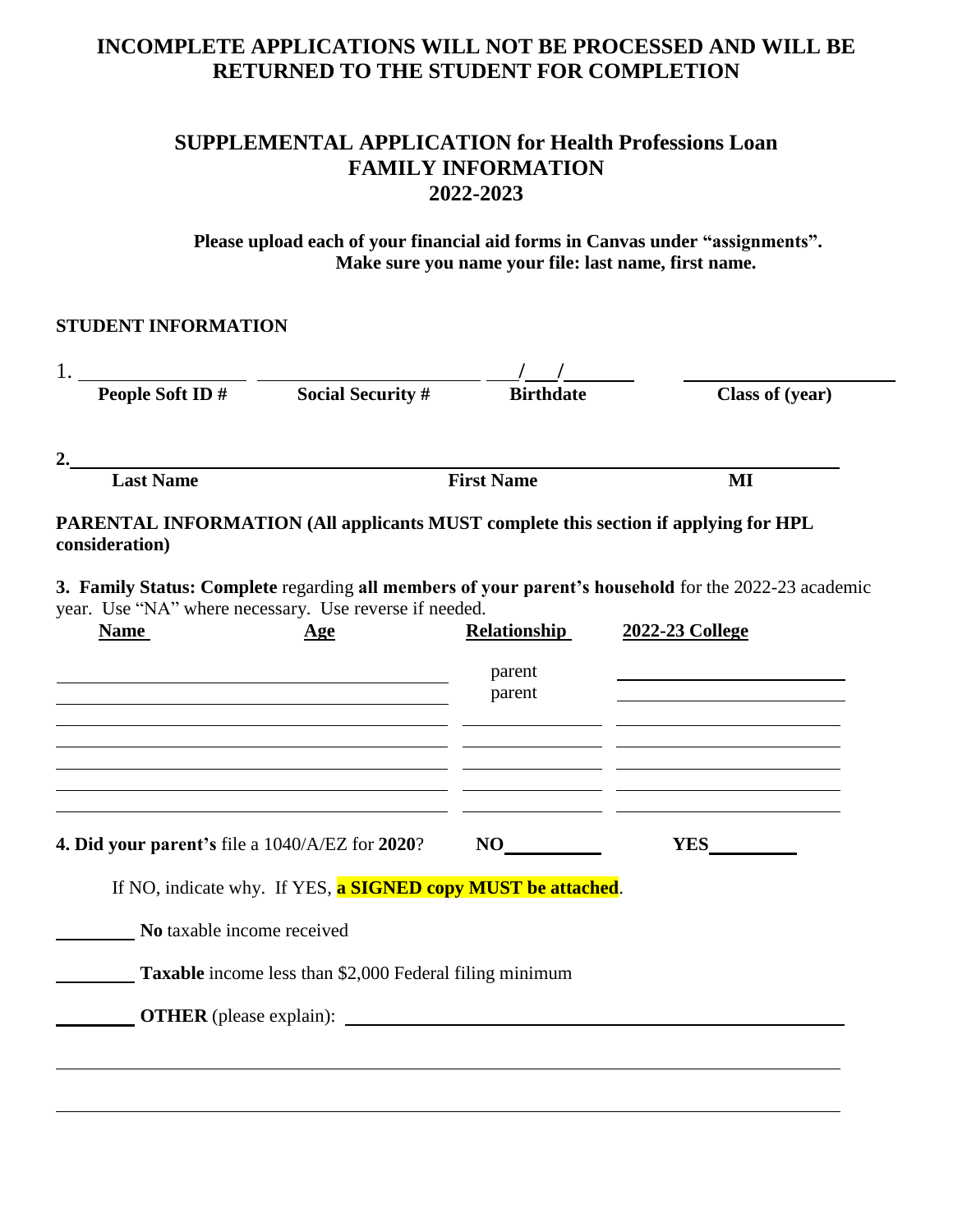**INCOMPLETE APPLICATIONS WILL NOT BE PROCESSED AND WILL BE RETURNED TO THE STUDENT FOR COMPLETION**

# SUPPLEMENTAL APPLICATION for Health Professions Loan
## FAMILY INFORMATION
## 2022-2023

**Please upload each of your financial aid forms in Canvas under "assignments". Make sure you name your file: last name, first name.**

**STUDENT INFORMATION**

1. ________________ ____________________ ___/___/_______ ____________________

**People Soft ID #** **Social Security #** **Birthdate** **Class of (year)**

**2.** ________________________________________________________________

**Last Name** **First Name** **MI**

**PARENTAL INFORMATION (All applicants MUST complete this section if applying for HPL consideration)**

**3. Family Status: Complete** regarding **all members of your parent's household** for the 2022-23 academic year. Use "NA" where necessary. Use reverse if needed.

| Name | Age | Relationship | 2022-23 College |
|---|---|---|---|
| | | parent | |
| | | parent | |
| | | | |
| | | | |
| | | | |
| | | | |

**4. Did your parent's** file a 1040/A/EZ for **2020**? **NO**__________ **YES**_________

If NO, indicate why. If YES, **a SIGNED copy MUST be attached**.

_________ **No** taxable income received

_________ **Taxable** income less than $2,000 Federal filing minimum

_________ **OTHER** (please explain): ____________________________________________

________________________________________________________________

________________________________________________________________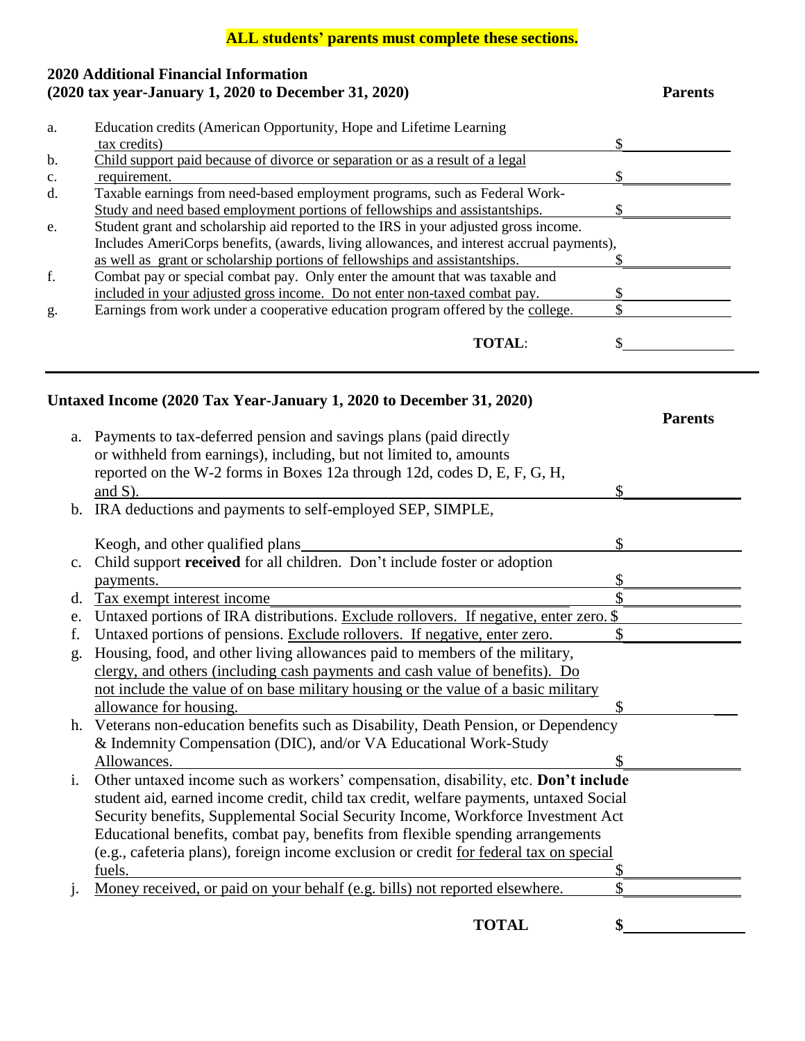**ALL students' parents must complete these sections.**

## 2020 Additional Financial Information
## (2020 tax year-January 1, 2020 to December 31, 2020)

| | | Parents |
|---|---|---|
| a. | Education credits (American Opportunity, Hope and Lifetime Learning tax credits) | $ |
| b.<br>c. | Child support paid because of divorce or separation or as a result of a legal requirement. | $ |
| d. | Taxable earnings from need-based employment programs, such as Federal Work-Study and need based employment portions of fellowships and assistantships. | $ |
| e. | Student grant and scholarship aid reported to the IRS in your adjusted gross income. Includes AmeriCorps benefits, (awards, living allowances, and interest accrual payments), as well as grant or scholarship portions of fellowships and assistantships. | $ |
| f. | Combat pay or special combat pay. Only enter the amount that was taxable and included in your adjusted gross income. Do not enter non-taxed combat pay. | $ |
| g. | Earnings from work under a cooperative education program offered by the college. | $ |
| | **TOTAL**: | $ |

## Untaxed Income (2020 Tax Year-January 1, 2020 to December 31, 2020)

| | | Parents |
|---|---|---|
| a. | Payments to tax-deferred pension and savings plans (paid directly or withheld from earnings), including, but not limited to, amounts reported on the W-2 forms in Boxes 12a through 12d, codes D, E, F, G, H, and S). | $ |
| b. | IRA deductions and payments to self-employed SEP, SIMPLE, Keogh, and other qualified plans | $ |
| c. | Child support **received** for all children. Don't include foster or adoption payments. | $ |
| d. | Tax exempt interest income | $ |
| e. | Untaxed portions of IRA distributions. Exclude rollovers. If negative, enter zero. | $ |
| f. | Untaxed portions of pensions. Exclude rollovers. If negative, enter zero. | $ |
| g. | Housing, food, and other living allowances paid to members of the military, clergy, and others (including cash payments and cash value of benefits). Do not include the value of on base military housing or the value of a basic military allowance for housing. | $ |
| h. | Veterans non-education benefits such as Disability, Death Pension, or Dependency & Indemnity Compensation (DIC), and/or VA Educational Work-Study Allowances. | $ |
| i. | Other untaxed income such as workers' compensation, disability, etc. **Don't include** student aid, earned income credit, child tax credit, welfare payments, untaxed Social Security benefits, Supplemental Social Security Income, Workforce Investment Act Educational benefits, combat pay, benefits from flexible spending arrangements (e.g., cafeteria plans), foreign income exclusion or credit for federal tax on special fuels. | $ |
| j. | Money received, or paid on your behalf (e.g. bills) not reported elsewhere. | $ |
| | **TOTAL** | **$** |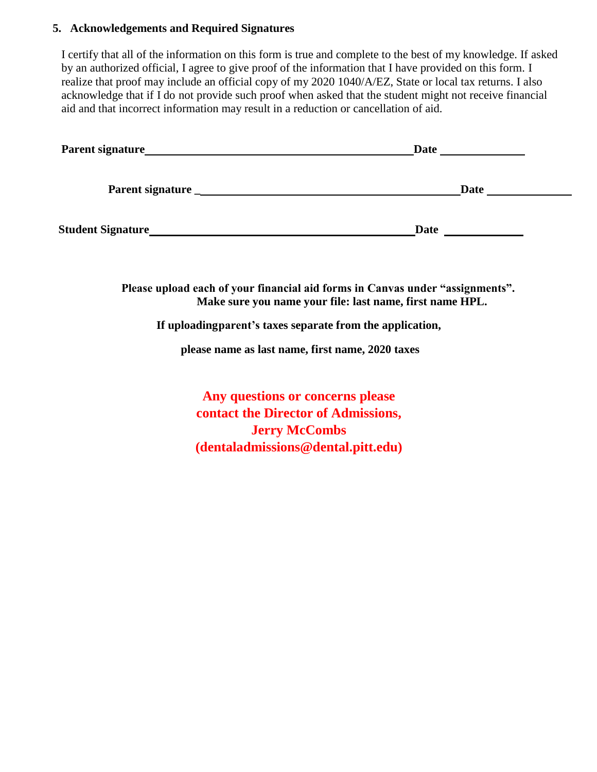## 5. Acknowledgements and Required Signatures

I certify that all of the information on this form is true and complete to the best of my knowledge. If asked by an authorized official, I agree to give proof of the information that I have provided on this form. I realize that proof may include an official copy of my 2020 1040/A/EZ, State or local tax returns. I also acknowledge that if I do not provide such proof when asked that the student might not receive financial aid and that incorrect information may result in a reduction or cancellation of aid.

**Parent signature**\_\_\_\_\_\_\_\_\_\_\_\_\_\_\_\_\_\_\_\_\_\_\_\_\_\_\_\_\_\_\_\_\_\_\_\_\_\_\_\_\_\_ **Date** \_\_\_\_\_\_\_\_\_\_\_\_\_\_

**Parent signature** \_\_\_\_\_\_\_\_\_\_\_\_\_\_\_\_\_\_\_\_\_\_\_\_\_\_\_\_\_\_\_\_\_\_\_\_\_\_\_\_\_\_ **Date** \_\_\_\_\_\_\_\_\_\_\_\_\_\_

**Student Signature**\_\_\_\_\_\_\_\_\_\_\_\_\_\_\_\_\_\_\_\_\_\_\_\_\_\_\_\_\_\_\_\_\_\_\_\_\_\_\_\_\_\_ **Date** \_\_\_\_\_\_\_\_\_\_\_\_\_\_

**Please upload each of your financial aid forms in Canvas under "assignments". Make sure you name your file: last name, first name HPL.**

**If uploadingparent's taxes separate from the application,**

**please name as last name, first name, 2020 taxes**

**Any questions or concerns please contact the Director of Admissions, Jerry McCombs (dentaladmissions@dental.pitt.edu)**